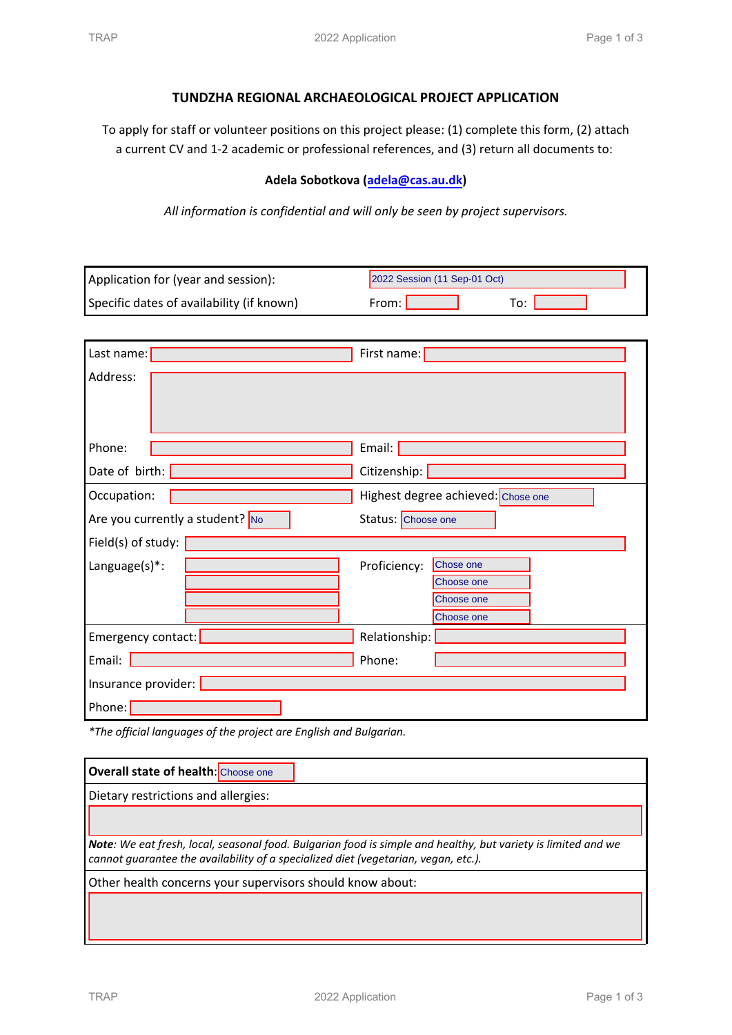# TUNDZHA REGIONAL ARCHAEOLOGICAL PROJECT APPLICATION

To apply for staff or volunteer positions on this project please: (1) complete this form, (2) attach a current CV and 1-2 academic or professional references, and (3) return all documents to:

**Adela Sobotkova (adela@cas.au.dk)**

*All information is confidential and will only be seen by project supervisors.*

| | | | |
|---|---|---|---|
| Application for (year and session): | 2022 Session (11 Sep-01 Oct) | | |
| Specific dates of availability (if known) | From: | | To: |

| | | | |
|---|---|---|---|
| Last name: | | First name: | |
| Address: | | | |
| Phone: | | Email: | |
| Date of birth: | | Citizenship: | |
| Occupation: | | Highest degree achieved: | Chose one |
| Are you currently a student? | No | Status: | Choose one |
| Field(s) of study: | | | |
| Language(s)*: | | Proficiency: | Chose one |
| | | | Choose one |
| | | | Choose one |
| | | | Choose one |
| Emergency contact: | | Relationship: | |
| Email: | | Phone: | |
| Insurance provider: | | | |
| Phone: | | | |

*The official languages of the project are English and Bulgarian.*

| |
|---|
| **Overall state of health**: Choose one |
| Dietary restrictions and allergies: |
| |
| ***Note**: We eat fresh, local, seasonal food. Bulgarian food is simple and healthy, but variety is limited and we cannot guarantee the availability of a specialized diet (vegetarian, vegan, etc.).* |
| Other health concerns your supervisors should know about: |
| |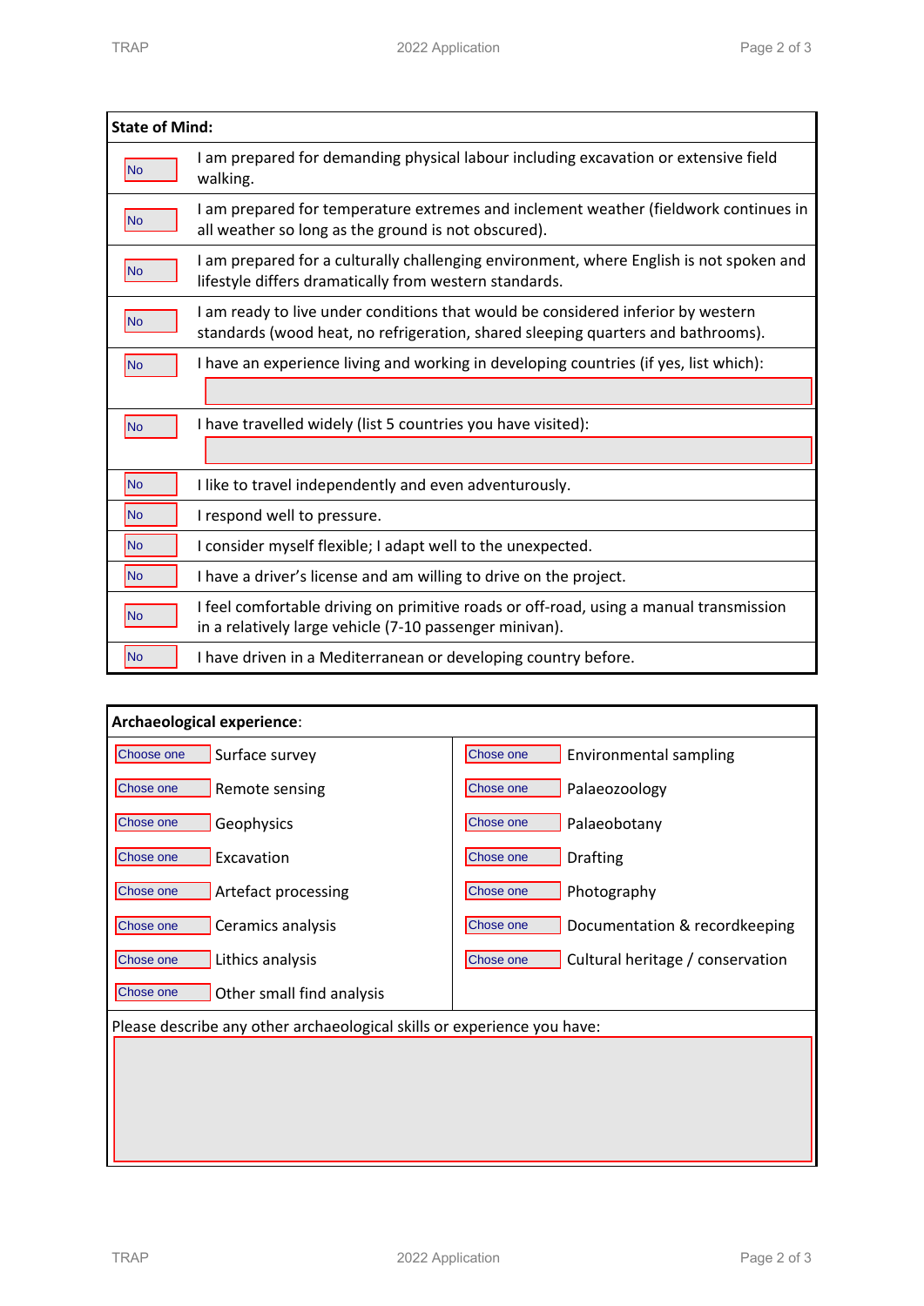| State of Mind: | |
|---|---|
| No | I am prepared for demanding physical labour including excavation or extensive field walking. |
| No | I am prepared for temperature extremes and inclement weather (fieldwork continues in all weather so long as the ground is not obscured). |
| No | I am prepared for a culturally challenging environment, where English is not spoken and lifestyle differs dramatically from western standards. |
| No | I am ready to live under conditions that would be considered inferior by western standards (wood heat, no refrigeration, shared sleeping quarters and bathrooms). |
| No | I have an experience living and working in developing countries (if yes, list which): |
| No | I have travelled widely (list 5 countries you have visited): |
| No | I like to travel independently and even adventurously. |
| No | I respond well to pressure. |
| No | I consider myself flexible; I adapt well to the unexpected. |
| No | I have a driver's license and am willing to drive on the project. |
| No | I feel comfortable driving on primitive roads or off-road, using a manual transmission in a relatively large vehicle (7-10 passenger minivan). |
| No | I have driven in a Mediterranean or developing country before. |

| **Archaeological experience**: | | | |
|---|---|---|---|
| Choose one | Surface survey | Chose one | Environmental sampling |
| Chose one | Remote sensing | Chose one | Palaeozoology |
| Chose one | Geophysics | Chose one | Palaeobotany |
| Chose one | Excavation | Chose one | Drafting |
| Chose one | Artefact processing | Chose one | Photography |
| Chose one | Ceramics analysis | Chose one | Documentation & recordkeeping |
| Chose one | Lithics analysis | Chose one | Cultural heritage / conservation |
| Chose one | Other small find analysis | | |

Please describe any other archaeological skills or experience you have: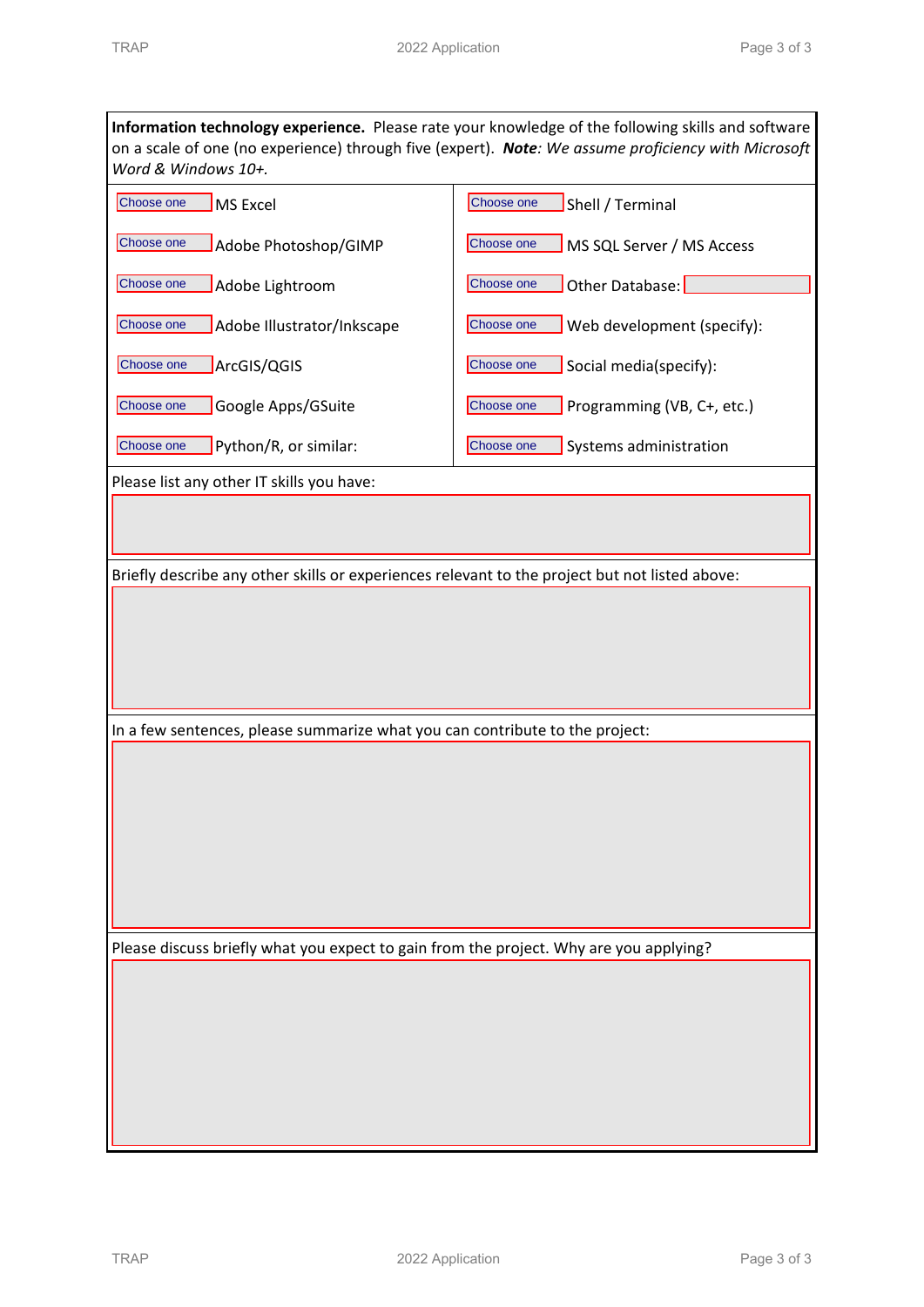**Information technology experience.** Please rate your knowledge of the following skills and software on a scale of one (no experience) through five (expert). ***Note****: We assume proficiency with Microsoft Word & Windows 10+.*

| | | | |
|---|---|---|---|
| Choose one | MS Excel | Choose one | Shell / Terminal |
| Choose one | Adobe Photoshop/GIMP | Choose one | MS SQL Server / MS Access |
| Choose one | Adobe Lightroom | Choose one | Other Database: |
| Choose one | Adobe Illustrator/Inkscape | Choose one | Web development (specify): |
| Choose one | ArcGIS/QGIS | Choose one | Social media(specify): |
| Choose one | Google Apps/GSuite | Choose one | Programming (VB, C+, etc.) |
| Choose one | Python/R, or similar: | Choose one | Systems administration |

Please list any other IT skills you have:

Briefly describe any other skills or experiences relevant to the project but not listed above:

In a few sentences, please summarize what you can contribute to the project:

Please discuss briefly what you expect to gain from the project. Why are you applying?